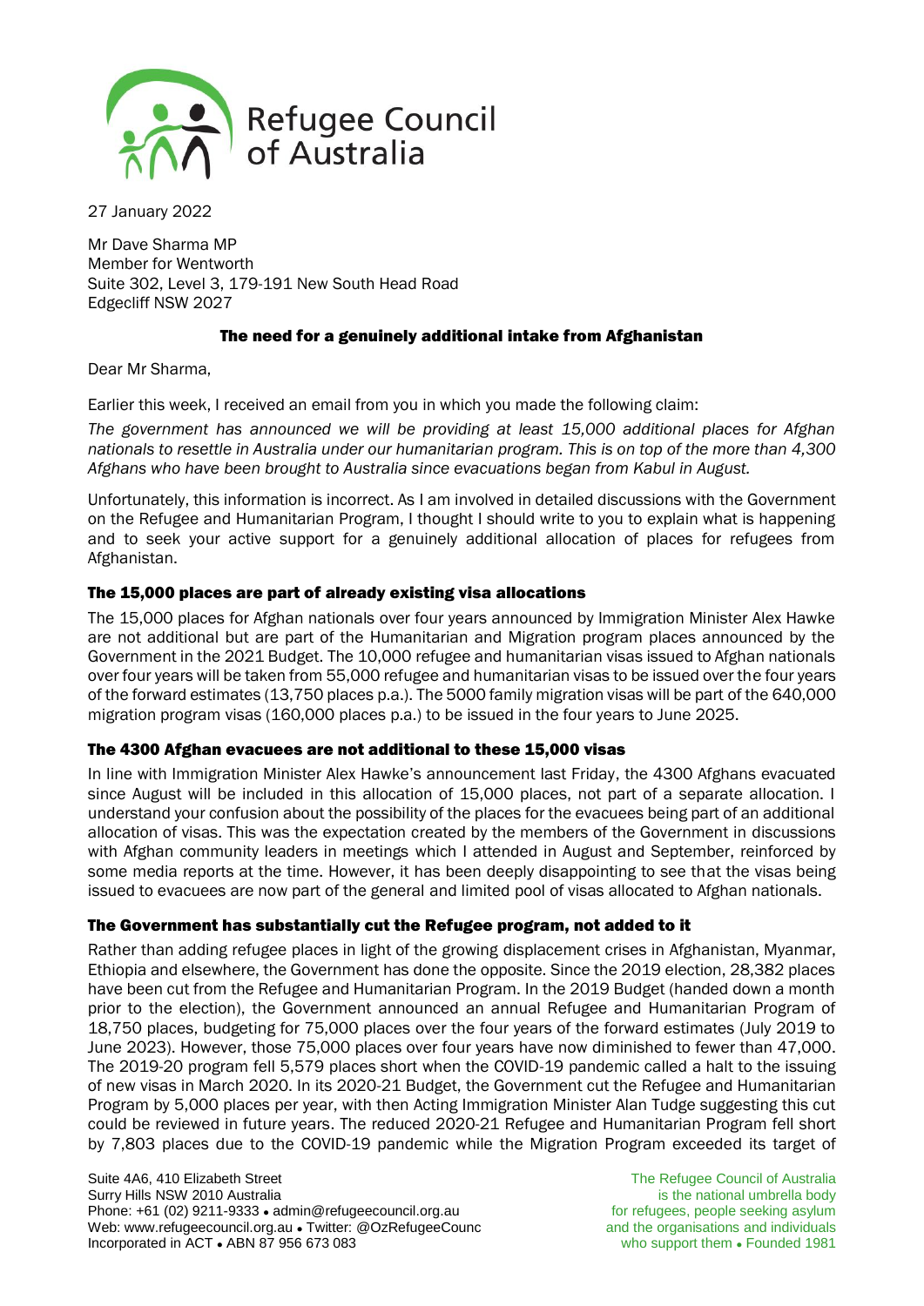Refugee Council of Australia

27 January 2022

Mr Dave Sharma MP
Member for Wentworth
Suite 302, Level 3, 179-191 New South Head Road
Edgecliff NSW 2027

## The need for a genuinely additional intake from Afghanistan

Dear Mr Sharma,

Earlier this week, I received an email from you in which you made the following claim:

*The government has announced we will be providing at least 15,000 additional places for Afghan nationals to resettle in Australia under our humanitarian program. This is on top of the more than 4,300 Afghans who have been brought to Australia since evacuations began from Kabul in August.*

Unfortunately, this information is incorrect. As I am involved in detailed discussions with the Government on the Refugee and Humanitarian Program, I thought I should write to you to explain what is happening and to seek your active support for a genuinely additional allocation of places for refugees from Afghanistan.

### The 15,000 places are part of already existing visa allocations

The 15,000 places for Afghan nationals over four years announced by Immigration Minister Alex Hawke are not additional but are part of the Humanitarian and Migration program places announced by the Government in the 2021 Budget. The 10,000 refugee and humanitarian visas issued to Afghan nationals over four years will be taken from 55,000 refugee and humanitarian visas to be issued over the four years of the forward estimates (13,750 places p.a.). The 5000 family migration visas will be part of the 640,000 migration program visas (160,000 places p.a.) to be issued in the four years to June 2025.

### The 4300 Afghan evacuees are not additional to these 15,000 visas

In line with Immigration Minister Alex Hawke's announcement last Friday, the 4300 Afghans evacuated since August will be included in this allocation of 15,000 places, not part of a separate allocation. I understand your confusion about the possibility of the places for the evacuees being part of an additional allocation of visas. This was the expectation created by the members of the Government in discussions with Afghan community leaders in meetings which I attended in August and September, reinforced by some media reports at the time. However, it has been deeply disappointing to see that the visas being issued to evacuees are now part of the general and limited pool of visas allocated to Afghan nationals.

### The Government has substantially cut the Refugee program, not added to it

Rather than adding refugee places in light of the growing displacement crises in Afghanistan, Myanmar, Ethiopia and elsewhere, the Government has done the opposite. Since the 2019 election, 28,382 places have been cut from the Refugee and Humanitarian Program. In the 2019 Budget (handed down a month prior to the election), the Government announced an annual Refugee and Humanitarian Program of 18,750 places, budgeting for 75,000 places over the four years of the forward estimates (July 2019 to June 2023). However, those 75,000 places over four years have now diminished to fewer than 47,000. The 2019-20 program fell 5,579 places short when the COVID-19 pandemic called a halt to the issuing of new visas in March 2020. In its 2020-21 Budget, the Government cut the Refugee and Humanitarian Program by 5,000 places per year, with then Acting Immigration Minister Alan Tudge suggesting this cut could be reviewed in future years. The reduced 2020-21 Refugee and Humanitarian Program fell short by 7,803 places due to the COVID-19 pandemic while the Migration Program exceeded its target of

Suite 4A6, 410 Elizabeth Street
Surry Hills NSW 2010 Australia
Phone: +61 (02) 9211-9333 • admin@refugeecouncil.org.au
Web: www.refugeecouncil.org.au • Twitter: @OzRefugeeCounc
Incorporated in ACT • ABN 87 956 673 083

The Refugee Council of Australia is the national umbrella body for refugees, people seeking asylum and the organisations and individuals who support them • Founded 1981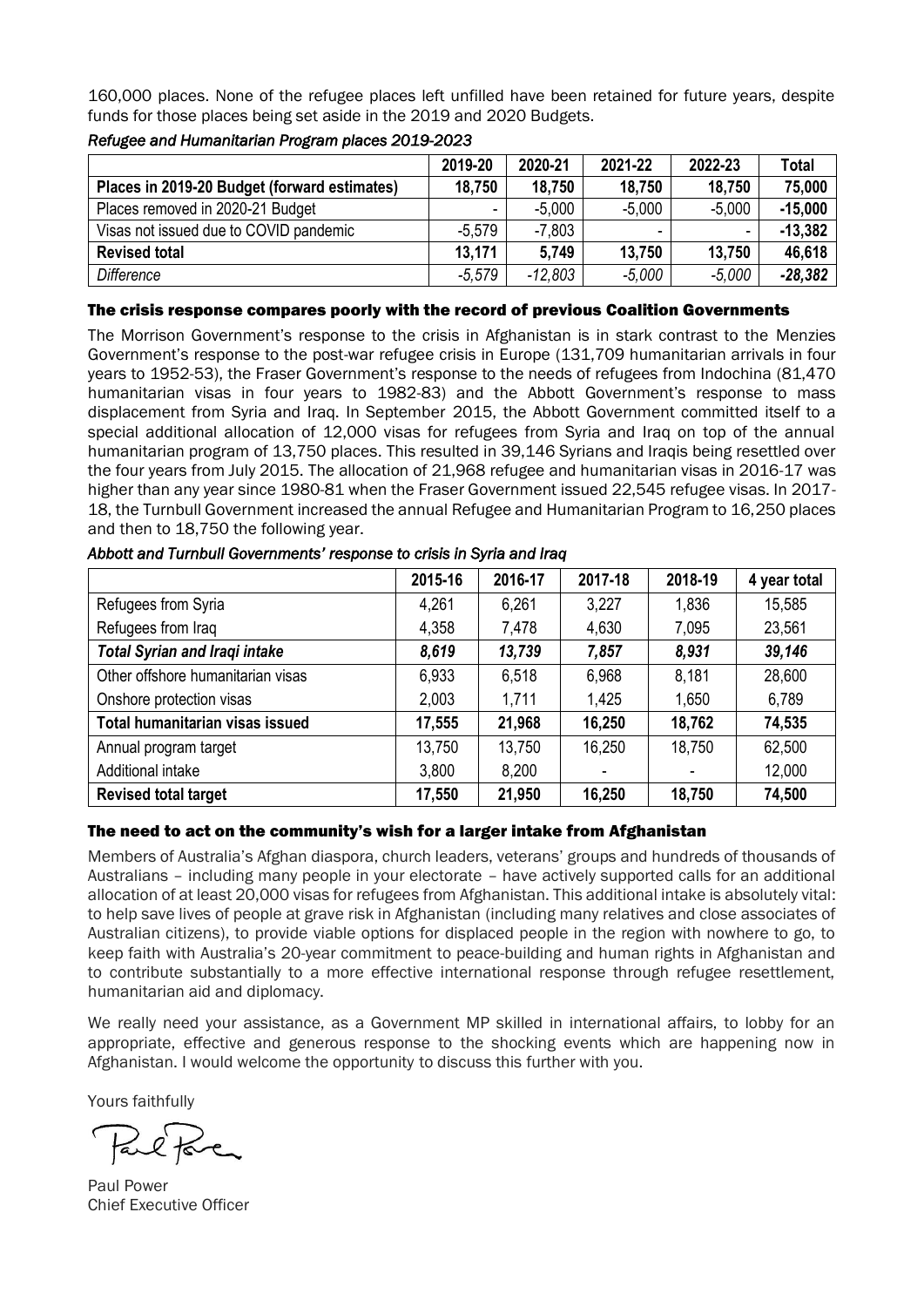160,000 places. None of the refugee places left unfilled have been retained for future years, despite funds for those places being set aside in the 2019 and 2020 Budgets.

*Refugee and Humanitarian Program places 2019-2023*

| | 2019-20 | 2020-21 | 2021-22 | 2022-23 | Total |
|---|---|---|---|---|---|
| **Places in 2019-20 Budget (forward estimates)** | **18,750** | **18,750** | **18,750** | **18,750** | **75,000** |
| Places removed in 2020-21 Budget | - | -5,000 | -5,000 | -5,000 | **-15,000** |
| Visas not issued due to COVID pandemic | -5,579 | -7,803 | - | - | **-13,382** |
| **Revised total** | **13,171** | **5,749** | **13,750** | **13,750** | **46,618** |
| *Difference* | *-5,579* | *-12,803* | *-5,000* | *-5,000* | ***-28,382*** |

## The crisis response compares poorly with the record of previous Coalition Governments

The Morrison Government's response to the crisis in Afghanistan is in stark contrast to the Menzies Government's response to the post-war refugee crisis in Europe (131,709 humanitarian arrivals in four years to 1952-53), the Fraser Government's response to the needs of refugees from Indochina (81,470 humanitarian visas in four years to 1982-83) and the Abbott Government's response to mass displacement from Syria and Iraq. In September 2015, the Abbott Government committed itself to a special additional allocation of 12,000 visas for refugees from Syria and Iraq on top of the annual humanitarian program of 13,750 places. This resulted in 39,146 Syrians and Iraqis being resettled over the four years from July 2015. The allocation of 21,968 refugee and humanitarian visas in 2016-17 was higher than any year since 1980-81 when the Fraser Government issued 22,545 refugee visas. In 2017-18, the Turnbull Government increased the annual Refugee and Humanitarian Program to 16,250 places and then to 18,750 the following year.

*Abbott and Turnbull Governments' response to crisis in Syria and Iraq*

| | 2015-16 | 2016-17 | 2017-18 | 2018-19 | 4 year total |
|---|---|---|---|---|---|
| Refugees from Syria | 4,261 | 6,261 | 3,227 | 1,836 | 15,585 |
| Refugees from Iraq | 4,358 | 7,478 | 4,630 | 7,095 | 23,561 |
| ***Total Syrian and Iraqi intake*** | ***8,619*** | ***13,739*** | ***7,857*** | ***8,931*** | ***39,146*** |
| Other offshore humanitarian visas | 6,933 | 6,518 | 6,968 | 8,181 | 28,600 |
| Onshore protection visas | 2,003 | 1,711 | 1,425 | 1,650 | 6,789 |
| **Total humanitarian visas issued** | **17,555** | **21,968** | **16,250** | **18,762** | **74,535** |
| Annual program target | 13,750 | 13,750 | 16,250 | 18,750 | 62,500 |
| Additional intake | 3,800 | 8,200 | - | - | 12,000 |
| **Revised total target** | **17,550** | **21,950** | **16,250** | **18,750** | **74,500** |

## The need to act on the community's wish for a larger intake from Afghanistan

Members of Australia's Afghan diaspora, church leaders, veterans' groups and hundreds of thousands of Australians – including many people in your electorate – have actively supported calls for an additional allocation of at least 20,000 visas for refugees from Afghanistan. This additional intake is absolutely vital: to help save lives of people at grave risk in Afghanistan (including many relatives and close associates of Australian citizens), to provide viable options for displaced people in the region with nowhere to go, to keep faith with Australia's 20-year commitment to peace-building and human rights in Afghanistan and to contribute substantially to a more effective international response through refugee resettlement, humanitarian aid and diplomacy.

We really need your assistance, as a Government MP skilled in international affairs, to lobby for an appropriate, effective and generous response to the shocking events which are happening now in Afghanistan. I would welcome the opportunity to discuss this further with you.

Yours faithfully

Paul Power
Chief Executive Officer